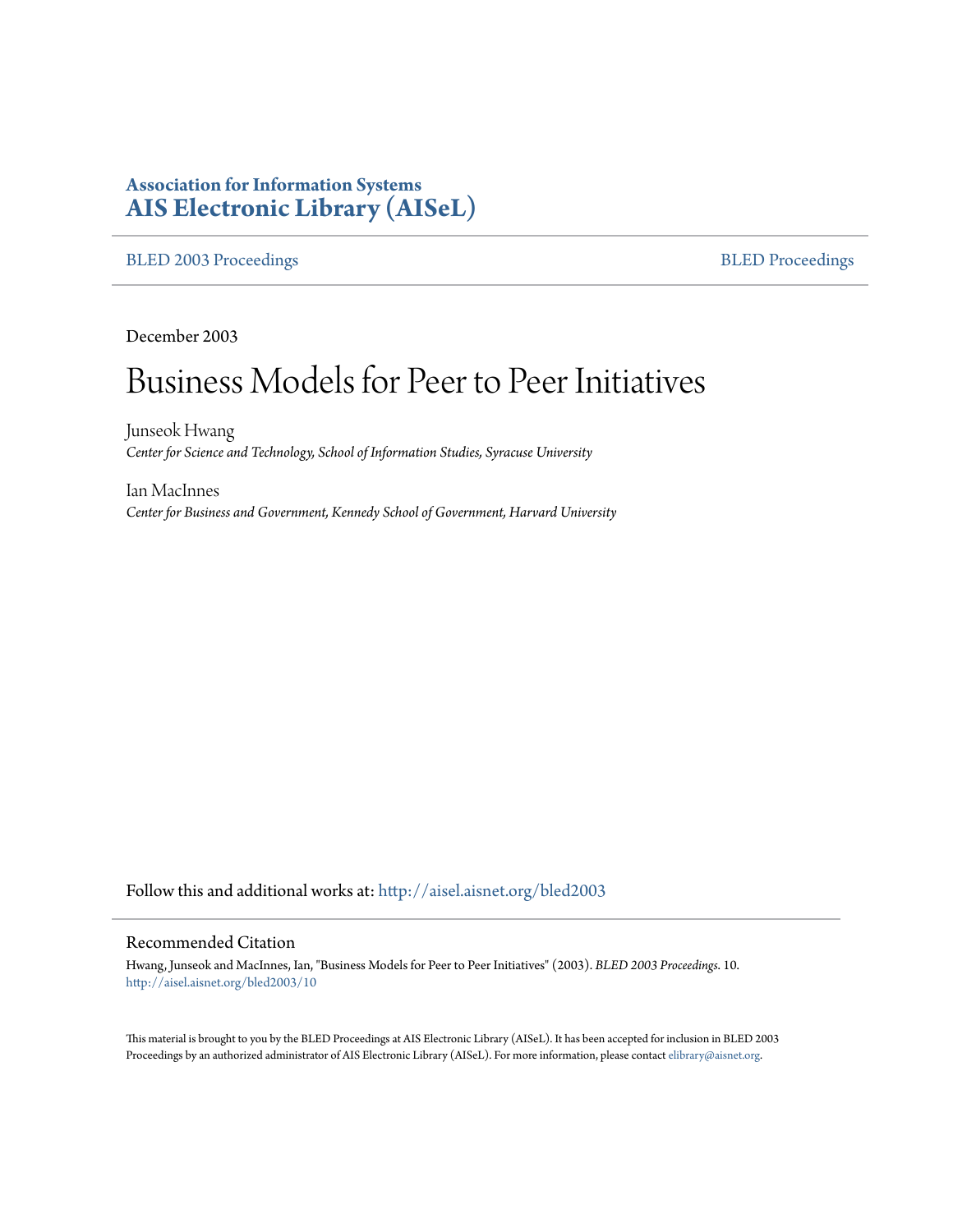**Association for Information Systems**
**AIS Electronic Library (AISeL)**

BLED 2003 Proceedings | BLED Proceedings

December 2003

# Business Models for Peer to Peer Initiatives

Junseok Hwang
*Center for Science and Technology, School of Information Studies, Syracuse University*

Ian MacInnes
*Center for Business and Government, Kennedy School of Government, Harvard University*

Follow this and additional works at: http://aisel.aisnet.org/bled2003

## Recommended Citation

Hwang, Junseok and MacInnes, Ian, "Business Models for Peer to Peer Initiatives" (2003). *BLED 2003 Proceedings.* 10.
http://aisel.aisnet.org/bled2003/10

This material is brought to you by the BLED Proceedings at AIS Electronic Library (AISeL). It has been accepted for inclusion in BLED 2003 Proceedings by an authorized administrator of AIS Electronic Library (AISeL). For more information, please contact elibrary@aisnet.org.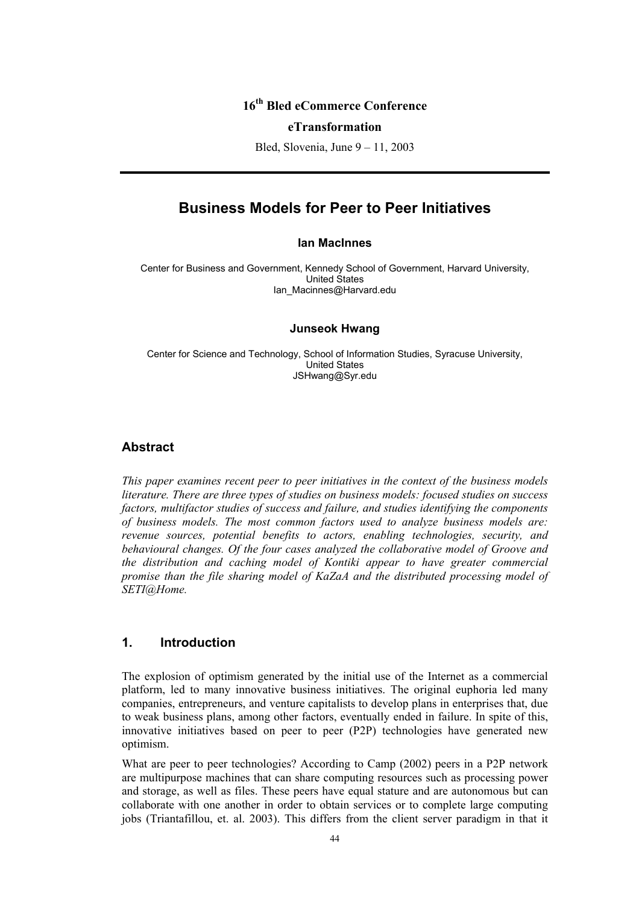16th Bled eCommerce Conference

eTransformation

Bled, Slovenia, June 9 – 11, 2003

# Business Models for Peer to Peer Initiatives

**Ian MacInnes**

Center for Business and Government, Kennedy School of Government, Harvard University, United States
Ian_Macinnes@Harvard.edu

**Junseok Hwang**

Center for Science and Technology, School of Information Studies, Syracuse University, United States
JSHwang@Syr.edu

## Abstract

*This paper examines recent peer to peer initiatives in the context of the business models literature. There are three types of studies on business models: focused studies on success factors, multifactor studies of success and failure, and studies identifying the components of business models. The most common factors used to analyze business models are: revenue sources, potential benefits to actors, enabling technologies, security, and behavioural changes. Of the four cases analyzed the collaborative model of Groove and the distribution and caching model of Kontiki appear to have greater commercial promise than the file sharing model of KaZaA and the distributed processing model of SETI@Home.*

## 1. Introduction

The explosion of optimism generated by the initial use of the Internet as a commercial platform, led to many innovative business initiatives. The original euphoria led many companies, entrepreneurs, and venture capitalists to develop plans in enterprises that, due to weak business plans, among other factors, eventually ended in failure. In spite of this, innovative initiatives based on peer to peer (P2P) technologies have generated new optimism.

What are peer to peer technologies? According to Camp (2002) peers in a P2P network are multipurpose machines that can share computing resources such as processing power and storage, as well as files. These peers have equal stature and are autonomous but can collaborate with one another in order to obtain services or to complete large computing jobs (Triantafillou, et. al. 2003). This differs from the client server paradigm in that it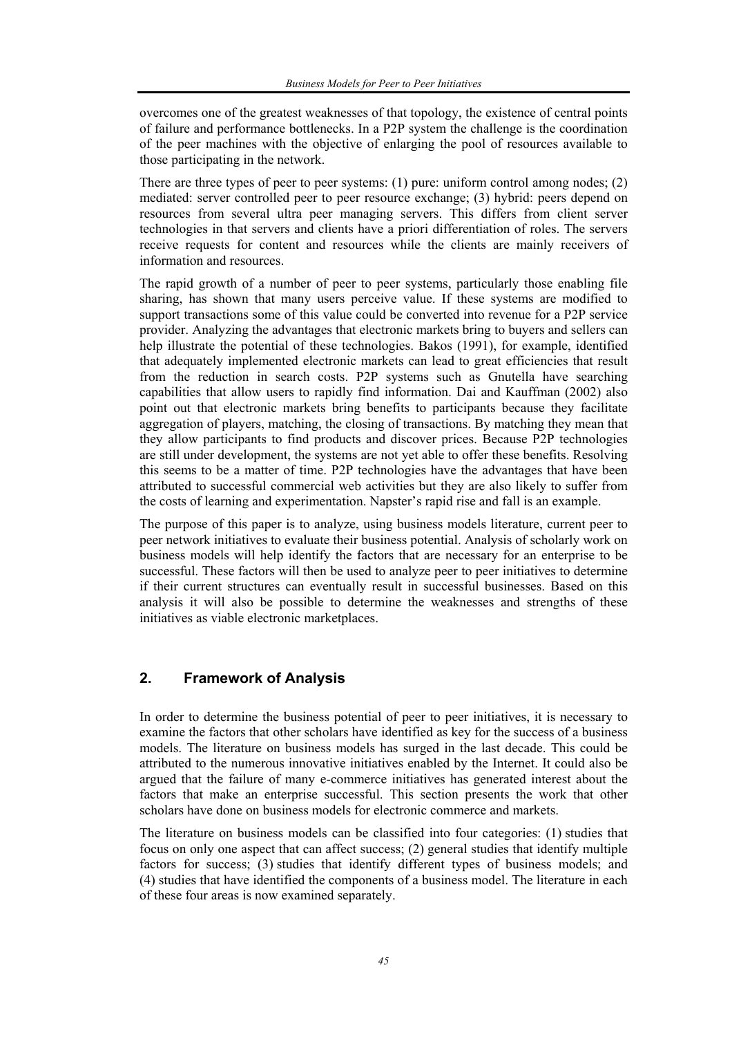overcomes one of the greatest weaknesses of that topology, the existence of central points of failure and performance bottlenecks. In a P2P system the challenge is the coordination of the peer machines with the objective of enlarging the pool of resources available to those participating in the network.

There are three types of peer to peer systems: (1) pure: uniform control among nodes; (2) mediated: server controlled peer to peer resource exchange; (3) hybrid: peers depend on resources from several ultra peer managing servers. This differs from client server technologies in that servers and clients have a priori differentiation of roles. The servers receive requests for content and resources while the clients are mainly receivers of information and resources.

The rapid growth of a number of peer to peer systems, particularly those enabling file sharing, has shown that many users perceive value. If these systems are modified to support transactions some of this value could be converted into revenue for a P2P service provider. Analyzing the advantages that electronic markets bring to buyers and sellers can help illustrate the potential of these technologies. Bakos (1991), for example, identified that adequately implemented electronic markets can lead to great efficiencies that result from the reduction in search costs. P2P systems such as Gnutella have searching capabilities that allow users to rapidly find information. Dai and Kauffman (2002) also point out that electronic markets bring benefits to participants because they facilitate aggregation of players, matching, the closing of transactions. By matching they mean that they allow participants to find products and discover prices. Because P2P technologies are still under development, the systems are not yet able to offer these benefits. Resolving this seems to be a matter of time. P2P technologies have the advantages that have been attributed to successful commercial web activities but they are also likely to suffer from the costs of learning and experimentation. Napster's rapid rise and fall is an example.

The purpose of this paper is to analyze, using business models literature, current peer to peer network initiatives to evaluate their business potential. Analysis of scholarly work on business models will help identify the factors that are necessary for an enterprise to be successful. These factors will then be used to analyze peer to peer initiatives to determine if their current structures can eventually result in successful businesses. Based on this analysis it will also be possible to determine the weaknesses and strengths of these initiatives as viable electronic marketplaces.

## 2. Framework of Analysis

In order to determine the business potential of peer to peer initiatives, it is necessary to examine the factors that other scholars have identified as key for the success of a business models. The literature on business models has surged in the last decade. This could be attributed to the numerous innovative initiatives enabled by the Internet. It could also be argued that the failure of many e-commerce initiatives has generated interest about the factors that make an enterprise successful. This section presents the work that other scholars have done on business models for electronic commerce and markets.

The literature on business models can be classified into four categories: (1) studies that focus on only one aspect that can affect success; (2) general studies that identify multiple factors for success; (3) studies that identify different types of business models; and (4) studies that have identified the components of a business model. The literature in each of these four areas is now examined separately.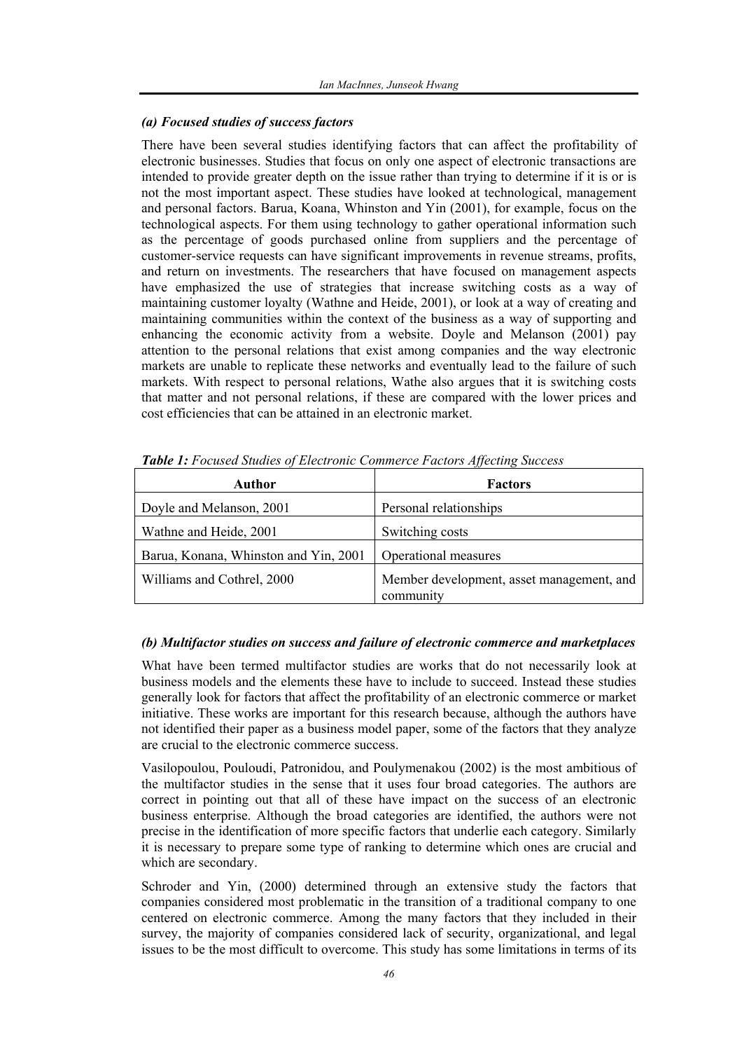### *(a) Focused studies of success factors*

There have been several studies identifying factors that can affect the profitability of electronic businesses. Studies that focus on only one aspect of electronic transactions are intended to provide greater depth on the issue rather than trying to determine if it is or is not the most important aspect. These studies have looked at technological, management and personal factors. Barua, Koana, Whinston and Yin (2001), for example, focus on the technological aspects. For them using technology to gather operational information such as the percentage of goods purchased online from suppliers and the percentage of customer-service requests can have significant improvements in revenue streams, profits, and return on investments. The researchers that have focused on management aspects have emphasized the use of strategies that increase switching costs as a way of maintaining customer loyalty (Wathne and Heide, 2001), or look at a way of creating and maintaining communities within the context of the business as a way of supporting and enhancing the economic activity from a website. Doyle and Melanson (2001) pay attention to the personal relations that exist among companies and the way electronic markets are unable to replicate these networks and eventually lead to the failure of such markets. With respect to personal relations, Wathe also argues that it is switching costs that matter and not personal relations, if these are compared with the lower prices and cost efficiencies that can be attained in an electronic market.

***Table 1:*** *Focused Studies of Electronic Commerce Factors Affecting Success*

| Author | Factors |
|---|---|
| Doyle and Melanson, 2001 | Personal relationships |
| Wathne and Heide, 2001 | Switching costs |
| Barua, Konana, Whinston and Yin, 2001 | Operational measures |
| Williams and Cothrel, 2000 | Member development, asset management, and community |

### *(b) Multifactor studies on success and failure of electronic commerce and marketplaces*

What have been termed multifactor studies are works that do not necessarily look at business models and the elements these have to include to succeed. Instead these studies generally look for factors that affect the profitability of an electronic commerce or market initiative. These works are important for this research because, although the authors have not identified their paper as a business model paper, some of the factors that they analyze are crucial to the electronic commerce success.

Vasilopoulou, Pouloudi, Patronidou, and Poulymenakou (2002) is the most ambitious of the multifactor studies in the sense that it uses four broad categories. The authors are correct in pointing out that all of these have impact on the success of an electronic business enterprise. Although the broad categories are identified, the authors were not precise in the identification of more specific factors that underlie each category. Similarly it is necessary to prepare some type of ranking to determine which ones are crucial and which are secondary.

Schroder and Yin, (2000) determined through an extensive study the factors that companies considered most problematic in the transition of a traditional company to one centered on electronic commerce. Among the many factors that they included in their survey, the majority of companies considered lack of security, organizational, and legal issues to be the most difficult to overcome. This study has some limitations in terms of its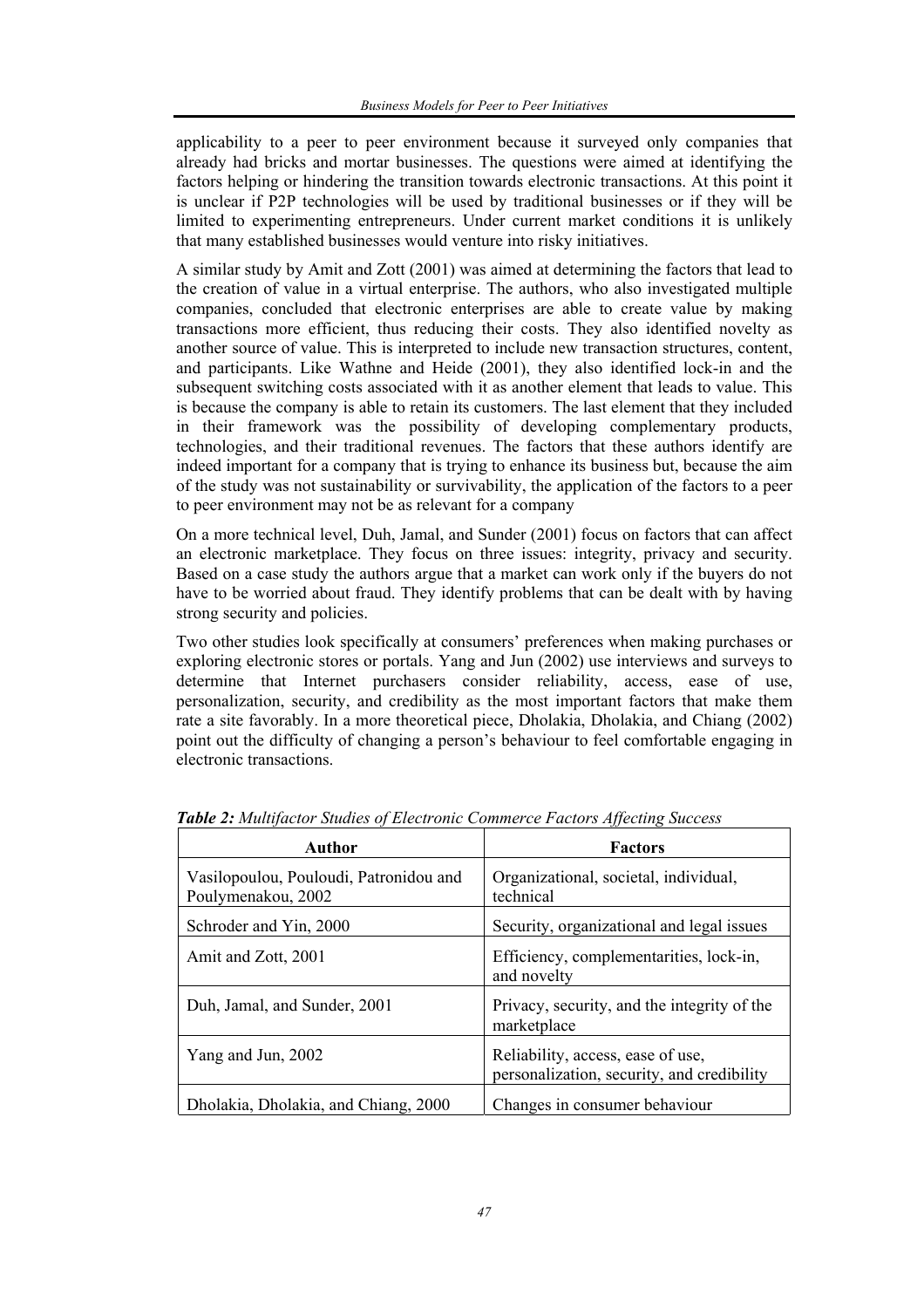applicability to a peer to peer environment because it surveyed only companies that already had bricks and mortar businesses. The questions were aimed at identifying the factors helping or hindering the transition towards electronic transactions. At this point it is unclear if P2P technologies will be used by traditional businesses or if they will be limited to experimenting entrepreneurs. Under current market conditions it is unlikely that many established businesses would venture into risky initiatives.

A similar study by Amit and Zott (2001) was aimed at determining the factors that lead to the creation of value in a virtual enterprise. The authors, who also investigated multiple companies, concluded that electronic enterprises are able to create value by making transactions more efficient, thus reducing their costs. They also identified novelty as another source of value. This is interpreted to include new transaction structures, content, and participants. Like Wathne and Heide (2001), they also identified lock-in and the subsequent switching costs associated with it as another element that leads to value. This is because the company is able to retain its customers. The last element that they included in their framework was the possibility of developing complementary products, technologies, and their traditional revenues. The factors that these authors identify are indeed important for a company that is trying to enhance its business but, because the aim of the study was not sustainability or survivability, the application of the factors to a peer to peer environment may not be as relevant for a company

On a more technical level, Duh, Jamal, and Sunder (2001) focus on factors that can affect an electronic marketplace. They focus on three issues: integrity, privacy and security. Based on a case study the authors argue that a market can work only if the buyers do not have to be worried about fraud. They identify problems that can be dealt with by having strong security and policies.

Two other studies look specifically at consumers' preferences when making purchases or exploring electronic stores or portals. Yang and Jun (2002) use interviews and surveys to determine that Internet purchasers consider reliability, access, ease of use, personalization, security, and credibility as the most important factors that make them rate a site favorably. In a more theoretical piece, Dholakia, Dholakia, and Chiang (2002) point out the difficulty of changing a person's behaviour to feel comfortable engaging in electronic transactions.

***Table 2:** Multifactor Studies of Electronic Commerce Factors Affecting Success*

| Author | Factors |
|---|---|
| Vasilopoulou, Pouloudi, Patronidou and Poulymenakou, 2002 | Organizational, societal, individual, technical |
| Schroder and Yin, 2000 | Security, organizational and legal issues |
| Amit and Zott, 2001 | Efficiency, complementarities, lock-in, and novelty |
| Duh, Jamal, and Sunder, 2001 | Privacy, security, and the integrity of the marketplace |
| Yang and Jun, 2002 | Reliability, access, ease of use, personalization, security, and credibility |
| Dholakia, Dholakia, and Chiang, 2000 | Changes in consumer behaviour |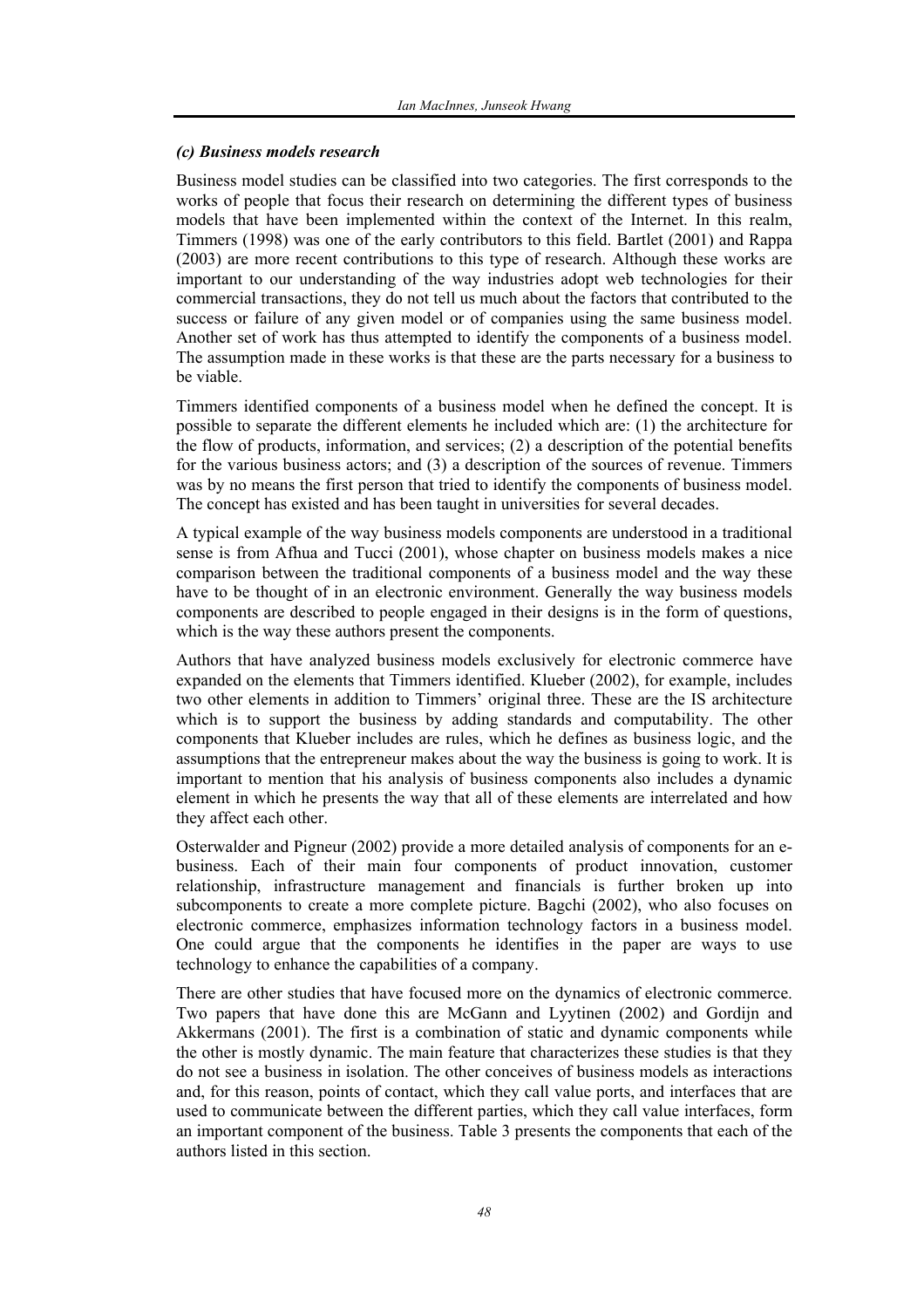### *(c) Business models research*

Business model studies can be classified into two categories. The first corresponds to the works of people that focus their research on determining the different types of business models that have been implemented within the context of the Internet. In this realm, Timmers (1998) was one of the early contributors to this field. Bartlet (2001) and Rappa (2003) are more recent contributions to this type of research. Although these works are important to our understanding of the way industries adopt web technologies for their commercial transactions, they do not tell us much about the factors that contributed to the success or failure of any given model or of companies using the same business model. Another set of work has thus attempted to identify the components of a business model. The assumption made in these works is that these are the parts necessary for a business to be viable.

Timmers identified components of a business model when he defined the concept. It is possible to separate the different elements he included which are: (1) the architecture for the flow of products, information, and services; (2) a description of the potential benefits for the various business actors; and (3) a description of the sources of revenue. Timmers was by no means the first person that tried to identify the components of business model. The concept has existed and has been taught in universities for several decades.

A typical example of the way business models components are understood in a traditional sense is from Afhua and Tucci (2001), whose chapter on business models makes a nice comparison between the traditional components of a business model and the way these have to be thought of in an electronic environment. Generally the way business models components are described to people engaged in their designs is in the form of questions, which is the way these authors present the components.

Authors that have analyzed business models exclusively for electronic commerce have expanded on the elements that Timmers identified. Klueber (2002), for example, includes two other elements in addition to Timmers' original three. These are the IS architecture which is to support the business by adding standards and computability. The other components that Klueber includes are rules, which he defines as business logic, and the assumptions that the entrepreneur makes about the way the business is going to work. It is important to mention that his analysis of business components also includes a dynamic element in which he presents the way that all of these elements are interrelated and how they affect each other.

Osterwalder and Pigneur (2002) provide a more detailed analysis of components for an e-business. Each of their main four components of product innovation, customer relationship, infrastructure management and financials is further broken up into subcomponents to create a more complete picture. Bagchi (2002), who also focuses on electronic commerce, emphasizes information technology factors in a business model. One could argue that the components he identifies in the paper are ways to use technology to enhance the capabilities of a company.

There are other studies that have focused more on the dynamics of electronic commerce. Two papers that have done this are McGann and Lyytinen (2002) and Gordijn and Akkermans (2001). The first is a combination of static and dynamic components while the other is mostly dynamic. The main feature that characterizes these studies is that they do not see a business in isolation. The other conceives of business models as interactions and, for this reason, points of contact, which they call value ports, and interfaces that are used to communicate between the different parties, which they call value interfaces, form an important component of the business. Table 3 presents the components that each of the authors listed in this section.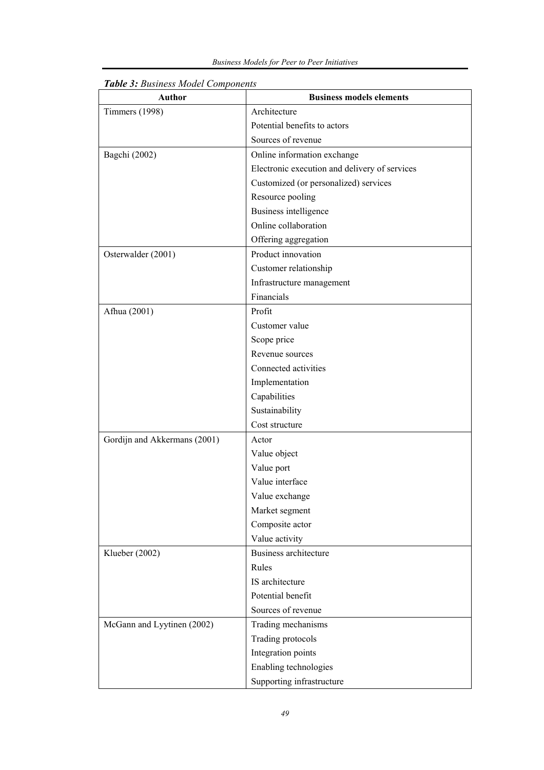***Table 3:** Business Model Components*

| Author | Business models elements |
|---|---|
| Timmers (1998) | Architecture |
| | Potential benefits to actors |
| | Sources of revenue |
| Bagchi (2002) | Online information exchange |
| | Electronic execution and delivery of services |
| | Customized (or personalized) services |
| | Resource pooling |
| | Business intelligence |
| | Online collaboration |
| | Offering aggregation |
| Osterwalder (2001) | Product innovation |
| | Customer relationship |
| | Infrastructure management |
| | Financials |
| Afhua (2001) | Profit |
| | Customer value |
| | Scope price |
| | Revenue sources |
| | Connected activities |
| | Implementation |
| | Capabilities |
| | Sustainability |
| | Cost structure |
| Gordijn and Akkermans (2001) | Actor |
| | Value object |
| | Value port |
| | Value interface |
| | Value exchange |
| | Market segment |
| | Composite actor |
| | Value activity |
| Klueber (2002) | Business architecture |
| | Rules |
| | IS architecture |
| | Potential benefit |
| | Sources of revenue |
| McGann and Lyytinen (2002) | Trading mechanisms |
| | Trading protocols |
| | Integration points |
| | Enabling technologies |
| | Supporting infrastructure |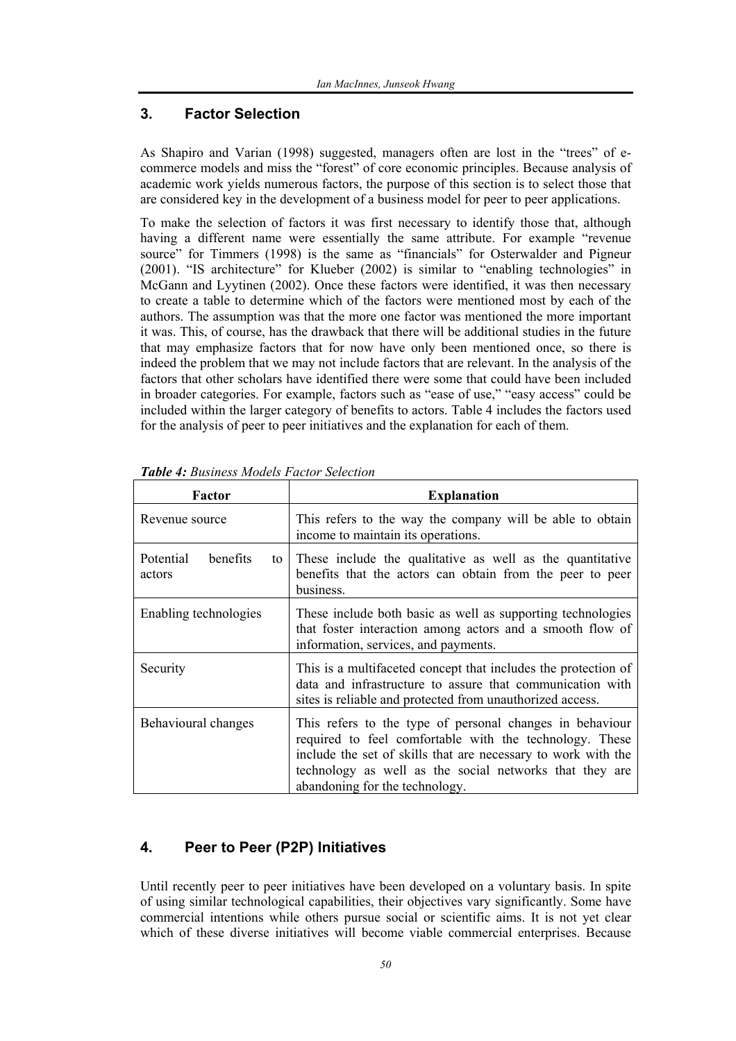## 3. Factor Selection

As Shapiro and Varian (1998) suggested, managers often are lost in the "trees" of e-commerce models and miss the "forest" of core economic principles. Because analysis of academic work yields numerous factors, the purpose of this section is to select those that are considered key in the development of a business model for peer to peer applications.

To make the selection of factors it was first necessary to identify those that, although having a different name were essentially the same attribute. For example "revenue source" for Timmers (1998) is the same as "financials" for Osterwalder and Pigneur (2001). "IS architecture" for Klueber (2002) is similar to "enabling technologies" in McGann and Lyytinen (2002). Once these factors were identified, it was then necessary to create a table to determine which of the factors were mentioned most by each of the authors. The assumption was that the more one factor was mentioned the more important it was. This, of course, has the drawback that there will be additional studies in the future that may emphasize factors that for now have only been mentioned once, so there is indeed the problem that we may not include factors that are relevant. In the analysis of the factors that other scholars have identified there were some that could have been included in broader categories. For example, factors such as "ease of use," "easy access" could be included within the larger category of benefits to actors. Table 4 includes the factors used for the analysis of peer to peer initiatives and the explanation for each of them.

***Table 4:*** *Business Models Factor Selection*

| Factor | Explanation |
|---|---|
| Revenue source | This refers to the way the company will be able to obtain income to maintain its operations. |
| Potential benefits to actors | These include the qualitative as well as the quantitative benefits that the actors can obtain from the peer to peer business. |
| Enabling technologies | These include both basic as well as supporting technologies that foster interaction among actors and a smooth flow of information, services, and payments. |
| Security | This is a multifaceted concept that includes the protection of data and infrastructure to assure that communication with sites is reliable and protected from unauthorized access. |
| Behavioural changes | This refers to the type of personal changes in behaviour required to feel comfortable with the technology. These include the set of skills that are necessary to work with the technology as well as the social networks that they are abandoning for the technology. |

## 4. Peer to Peer (P2P) Initiatives

Until recently peer to peer initiatives have been developed on a voluntary basis. In spite of using similar technological capabilities, their objectives vary significantly. Some have commercial intentions while others pursue social or scientific aims. It is not yet clear which of these diverse initiatives will become viable commercial enterprises. Because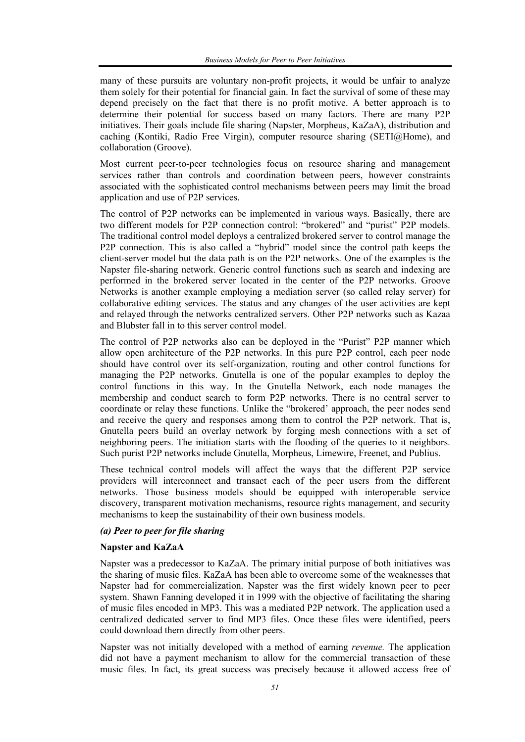many of these pursuits are voluntary non-profit projects, it would be unfair to analyze them solely for their potential for financial gain. In fact the survival of some of these may depend precisely on the fact that there is no profit motive. A better approach is to determine their potential for success based on many factors. There are many P2P initiatives. Their goals include file sharing (Napster, Morpheus, KaZaA), distribution and caching (Kontiki, Radio Free Virgin), computer resource sharing (SETI@Home), and collaboration (Groove).

Most current peer-to-peer technologies focus on resource sharing and management services rather than controls and coordination between peers, however constraints associated with the sophisticated control mechanisms between peers may limit the broad application and use of P2P services.

The control of P2P networks can be implemented in various ways. Basically, there are two different models for P2P connection control: "brokered" and "purist" P2P models. The traditional control model deploys a centralized brokered server to control manage the P2P connection. This is also called a "hybrid" model since the control path keeps the client-server model but the data path is on the P2P networks. One of the examples is the Napster file-sharing network. Generic control functions such as search and indexing are performed in the brokered server located in the center of the P2P networks. Groove Networks is another example employing a mediation server (so called relay server) for collaborative editing services. The status and any changes of the user activities are kept and relayed through the networks centralized servers. Other P2P networks such as Kazaa and Blubster fall in to this server control model.

The control of P2P networks also can be deployed in the "Purist" P2P manner which allow open architecture of the P2P networks. In this pure P2P control, each peer node should have control over its self-organization, routing and other control functions for managing the P2P networks. Gnutella is one of the popular examples to deploy the control functions in this way. In the Gnutella Network, each node manages the membership and conduct search to form P2P networks. There is no central server to coordinate or relay these functions. Unlike the "brokered' approach, the peer nodes send and receive the query and responses among them to control the P2P network. That is, Gnutella peers build an overlay network by forging mesh connections with a set of neighboring peers. The initiation starts with the flooding of the queries to it neighbors. Such purist P2P networks include Gnutella, Morpheus, Limewire, Freenet, and Publius.

These technical control models will affect the ways that the different P2P service providers will interconnect and transact each of the peer users from the different networks. Those business models should be equipped with interoperable service discovery, transparent motivation mechanisms, resource rights management, and security mechanisms to keep the sustainability of their own business models.

***(a) Peer to peer for file sharing***

**Napster and KaZaA**

Napster was a predecessor to KaZaA. The primary initial purpose of both initiatives was the sharing of music files. KaZaA has been able to overcome some of the weaknesses that Napster had for commercialization. Napster was the first widely known peer to peer system. Shawn Fanning developed it in 1999 with the objective of facilitating the sharing of music files encoded in MP3. This was a mediated P2P network. The application used a centralized dedicated server to find MP3 files. Once these files were identified, peers could download them directly from other peers.

Napster was not initially developed with a method of earning *revenue.* The application did not have a payment mechanism to allow for the commercial transaction of these music files. In fact, its great success was precisely because it allowed access free of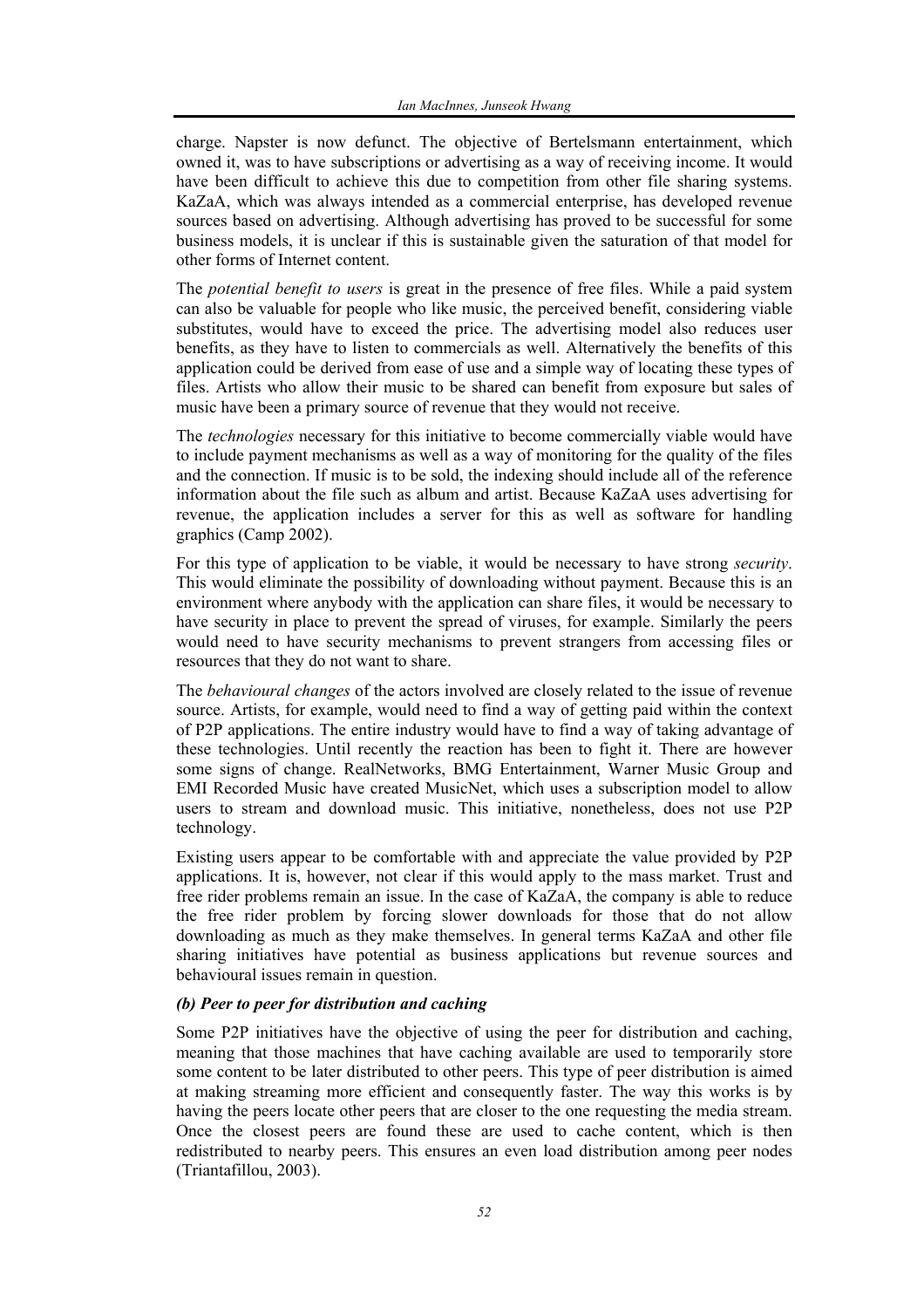charge. Napster is now defunct. The objective of Bertelsmann entertainment, which owned it, was to have subscriptions or advertising as a way of receiving income. It would have been difficult to achieve this due to competition from other file sharing systems. KaZaA, which was always intended as a commercial enterprise, has developed revenue sources based on advertising. Although advertising has proved to be successful for some business models, it is unclear if this is sustainable given the saturation of that model for other forms of Internet content.

The *potential benefit to users* is great in the presence of free files. While a paid system can also be valuable for people who like music, the perceived benefit, considering viable substitutes, would have to exceed the price. The advertising model also reduces user benefits, as they have to listen to commercials as well. Alternatively the benefits of this application could be derived from ease of use and a simple way of locating these types of files. Artists who allow their music to be shared can benefit from exposure but sales of music have been a primary source of revenue that they would not receive.

The *technologies* necessary for this initiative to become commercially viable would have to include payment mechanisms as well as a way of monitoring for the quality of the files and the connection. If music is to be sold, the indexing should include all of the reference information about the file such as album and artist. Because KaZaA uses advertising for revenue, the application includes a server for this as well as software for handling graphics (Camp 2002).

For this type of application to be viable, it would be necessary to have strong *security*. This would eliminate the possibility of downloading without payment. Because this is an environment where anybody with the application can share files, it would be necessary to have security in place to prevent the spread of viruses, for example. Similarly the peers would need to have security mechanisms to prevent strangers from accessing files or resources that they do not want to share.

The *behavioural changes* of the actors involved are closely related to the issue of revenue source. Artists, for example, would need to find a way of getting paid within the context of P2P applications. The entire industry would have to find a way of taking advantage of these technologies. Until recently the reaction has been to fight it. There are however some signs of change. RealNetworks, BMG Entertainment, Warner Music Group and EMI Recorded Music have created MusicNet, which uses a subscription model to allow users to stream and download music. This initiative, nonetheless, does not use P2P technology.

Existing users appear to be comfortable with and appreciate the value provided by P2P applications. It is, however, not clear if this would apply to the mass market. Trust and free rider problems remain an issue. In the case of KaZaA, the company is able to reduce the free rider problem by forcing slower downloads for those that do not allow downloading as much as they make themselves. In general terms KaZaA and other file sharing initiatives have potential as business applications but revenue sources and behavioural issues remain in question.

***(b) Peer to peer for distribution and caching***

Some P2P initiatives have the objective of using the peer for distribution and caching, meaning that those machines that have caching available are used to temporarily store some content to be later distributed to other peers. This type of peer distribution is aimed at making streaming more efficient and consequently faster. The way this works is by having the peers locate other peers that are closer to the one requesting the media stream. Once the closest peers are found these are used to cache content, which is then redistributed to nearby peers. This ensures an even load distribution among peer nodes (Triantafillou, 2003).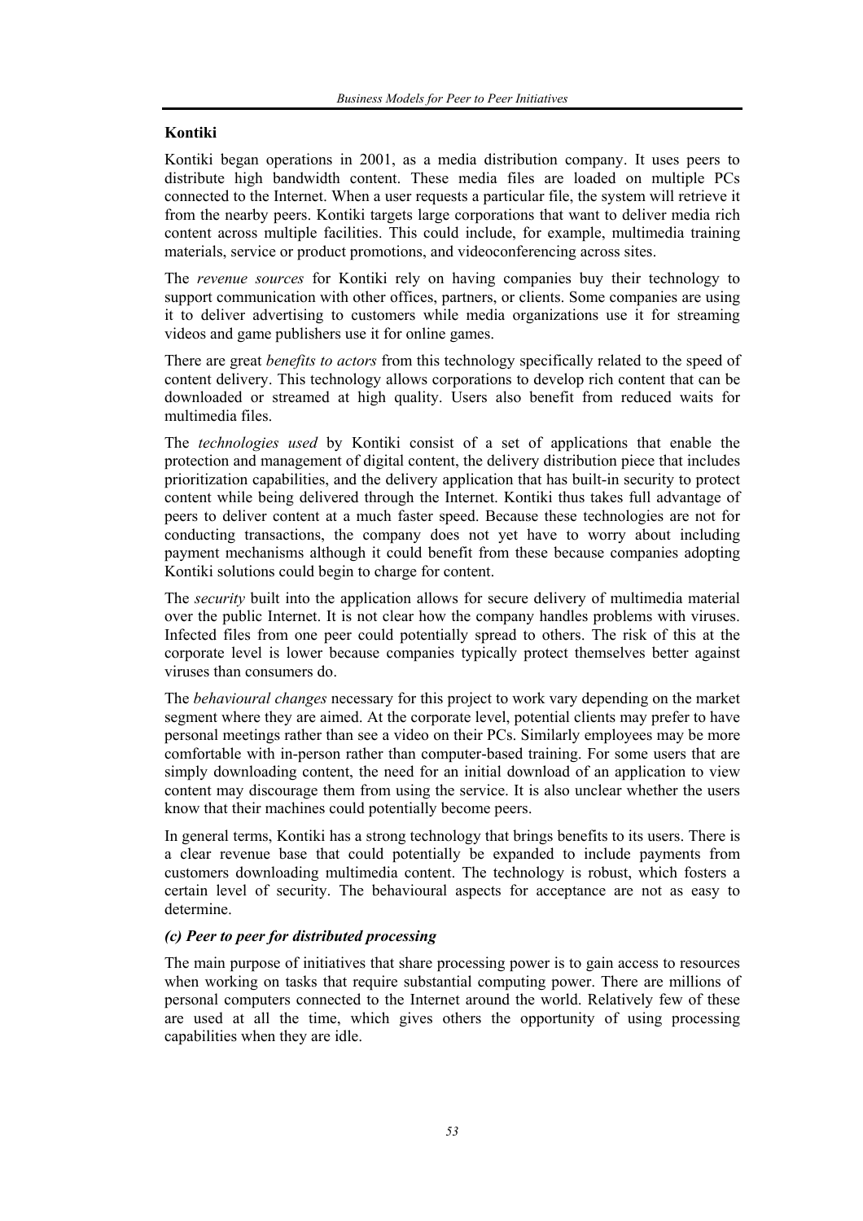**Kontiki**

Kontiki began operations in 2001, as a media distribution company. It uses peers to distribute high bandwidth content. These media files are loaded on multiple PCs connected to the Internet. When a user requests a particular file, the system will retrieve it from the nearby peers. Kontiki targets large corporations that want to deliver media rich content across multiple facilities. This could include, for example, multimedia training materials, service or product promotions, and videoconferencing across sites.

The *revenue sources* for Kontiki rely on having companies buy their technology to support communication with other offices, partners, or clients. Some companies are using it to deliver advertising to customers while media organizations use it for streaming videos and game publishers use it for online games.

There are great *benefits to actors* from this technology specifically related to the speed of content delivery. This technology allows corporations to develop rich content that can be downloaded or streamed at high quality. Users also benefit from reduced waits for multimedia files.

The *technologies used* by Kontiki consist of a set of applications that enable the protection and management of digital content, the delivery distribution piece that includes prioritization capabilities, and the delivery application that has built-in security to protect content while being delivered through the Internet. Kontiki thus takes full advantage of peers to deliver content at a much faster speed. Because these technologies are not for conducting transactions, the company does not yet have to worry about including payment mechanisms although it could benefit from these because companies adopting Kontiki solutions could begin to charge for content.

The *security* built into the application allows for secure delivery of multimedia material over the public Internet. It is not clear how the company handles problems with viruses. Infected files from one peer could potentially spread to others. The risk of this at the corporate level is lower because companies typically protect themselves better against viruses than consumers do.

The *behavioural changes* necessary for this project to work vary depending on the market segment where they are aimed. At the corporate level, potential clients may prefer to have personal meetings rather than see a video on their PCs. Similarly employees may be more comfortable with in-person rather than computer-based training. For some users that are simply downloading content, the need for an initial download of an application to view content may discourage them from using the service. It is also unclear whether the users know that their machines could potentially become peers.

In general terms, Kontiki has a strong technology that brings benefits to its users. There is a clear revenue base that could potentially be expanded to include payments from customers downloading multimedia content. The technology is robust, which fosters a certain level of security. The behavioural aspects for acceptance are not as easy to determine.

***(c) Peer to peer for distributed processing***

The main purpose of initiatives that share processing power is to gain access to resources when working on tasks that require substantial computing power. There are millions of personal computers connected to the Internet around the world. Relatively few of these are used at all the time, which gives others the opportunity of using processing capabilities when they are idle.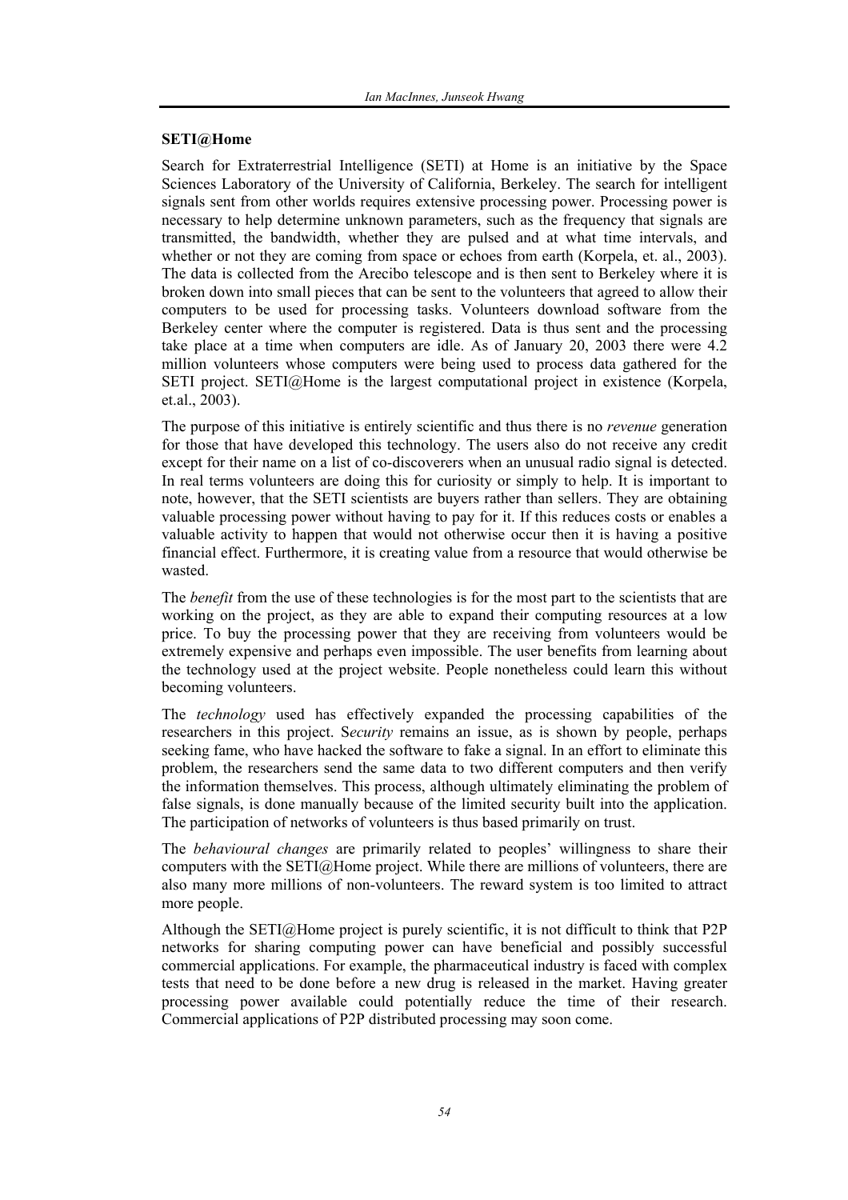**SETI@Home**

Search for Extraterrestrial Intelligence (SETI) at Home is an initiative by the Space Sciences Laboratory of the University of California, Berkeley. The search for intelligent signals sent from other worlds requires extensive processing power. Processing power is necessary to help determine unknown parameters, such as the frequency that signals are transmitted, the bandwidth, whether they are pulsed and at what time intervals, and whether or not they are coming from space or echoes from earth (Korpela, et. al., 2003). The data is collected from the Arecibo telescope and is then sent to Berkeley where it is broken down into small pieces that can be sent to the volunteers that agreed to allow their computers to be used for processing tasks. Volunteers download software from the Berkeley center where the computer is registered. Data is thus sent and the processing take place at a time when computers are idle. As of January 20, 2003 there were 4.2 million volunteers whose computers were being used to process data gathered for the SETI project. SETI@Home is the largest computational project in existence (Korpela, et.al., 2003).

The purpose of this initiative is entirely scientific and thus there is no *revenue* generation for those that have developed this technology. The users also do not receive any credit except for their name on a list of co-discoverers when an unusual radio signal is detected. In real terms volunteers are doing this for curiosity or simply to help. It is important to note, however, that the SETI scientists are buyers rather than sellers. They are obtaining valuable processing power without having to pay for it. If this reduces costs or enables a valuable activity to happen that would not otherwise occur then it is having a positive financial effect. Furthermore, it is creating value from a resource that would otherwise be wasted.

The *benefit* from the use of these technologies is for the most part to the scientists that are working on the project, as they are able to expand their computing resources at a low price. To buy the processing power that they are receiving from volunteers would be extremely expensive and perhaps even impossible. The user benefits from learning about the technology used at the project website. People nonetheless could learn this without becoming volunteers.

The *technology* used has effectively expanded the processing capabilities of the researchers in this project. S*ecurity* remains an issue, as is shown by people, perhaps seeking fame, who have hacked the software to fake a signal. In an effort to eliminate this problem, the researchers send the same data to two different computers and then verify the information themselves. This process, although ultimately eliminating the problem of false signals, is done manually because of the limited security built into the application. The participation of networks of volunteers is thus based primarily on trust.

The *behavioural changes* are primarily related to peoples' willingness to share their computers with the SETI@Home project. While there are millions of volunteers, there are also many more millions of non-volunteers. The reward system is too limited to attract more people.

Although the SETI@Home project is purely scientific, it is not difficult to think that P2P networks for sharing computing power can have beneficial and possibly successful commercial applications. For example, the pharmaceutical industry is faced with complex tests that need to be done before a new drug is released in the market. Having greater processing power available could potentially reduce the time of their research. Commercial applications of P2P distributed processing may soon come.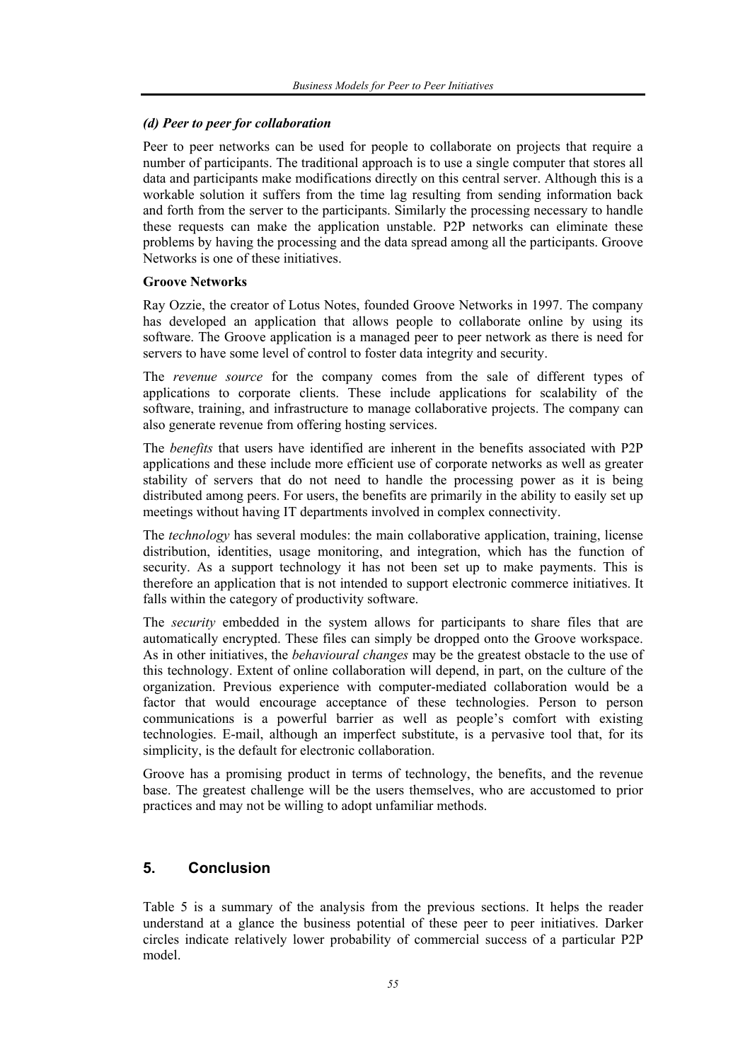### *(d) Peer to peer for collaboration*

Peer to peer networks can be used for people to collaborate on projects that require a number of participants. The traditional approach is to use a single computer that stores all data and participants make modifications directly on this central server. Although this is a workable solution it suffers from the time lag resulting from sending information back and forth from the server to the participants. Similarly the processing necessary to handle these requests can make the application unstable. P2P networks can eliminate these problems by having the processing and the data spread among all the participants. Groove Networks is one of these initiatives.

**Groove Networks**

Ray Ozzie, the creator of Lotus Notes, founded Groove Networks in 1997. The company has developed an application that allows people to collaborate online by using its software. The Groove application is a managed peer to peer network as there is need for servers to have some level of control to foster data integrity and security.

The *revenue source* for the company comes from the sale of different types of applications to corporate clients. These include applications for scalability of the software, training, and infrastructure to manage collaborative projects. The company can also generate revenue from offering hosting services.

The *benefits* that users have identified are inherent in the benefits associated with P2P applications and these include more efficient use of corporate networks as well as greater stability of servers that do not need to handle the processing power as it is being distributed among peers. For users, the benefits are primarily in the ability to easily set up meetings without having IT departments involved in complex connectivity.

The *technology* has several modules: the main collaborative application, training, license distribution, identities, usage monitoring, and integration, which has the function of security. As a support technology it has not been set up to make payments. This is therefore an application that is not intended to support electronic commerce initiatives. It falls within the category of productivity software.

The *security* embedded in the system allows for participants to share files that are automatically encrypted. These files can simply be dropped onto the Groove workspace. As in other initiatives, the *behavioural changes* may be the greatest obstacle to the use of this technology. Extent of online collaboration will depend, in part, on the culture of the organization. Previous experience with computer-mediated collaboration would be a factor that would encourage acceptance of these technologies. Person to person communications is a powerful barrier as well as people's comfort with existing technologies. E-mail, although an imperfect substitute, is a pervasive tool that, for its simplicity, is the default for electronic collaboration.

Groove has a promising product in terms of technology, the benefits, and the revenue base. The greatest challenge will be the users themselves, who are accustomed to prior practices and may not be willing to adopt unfamiliar methods.

## 5. Conclusion

Table 5 is a summary of the analysis from the previous sections. It helps the reader understand at a glance the business potential of these peer to peer initiatives. Darker circles indicate relatively lower probability of commercial success of a particular P2P model.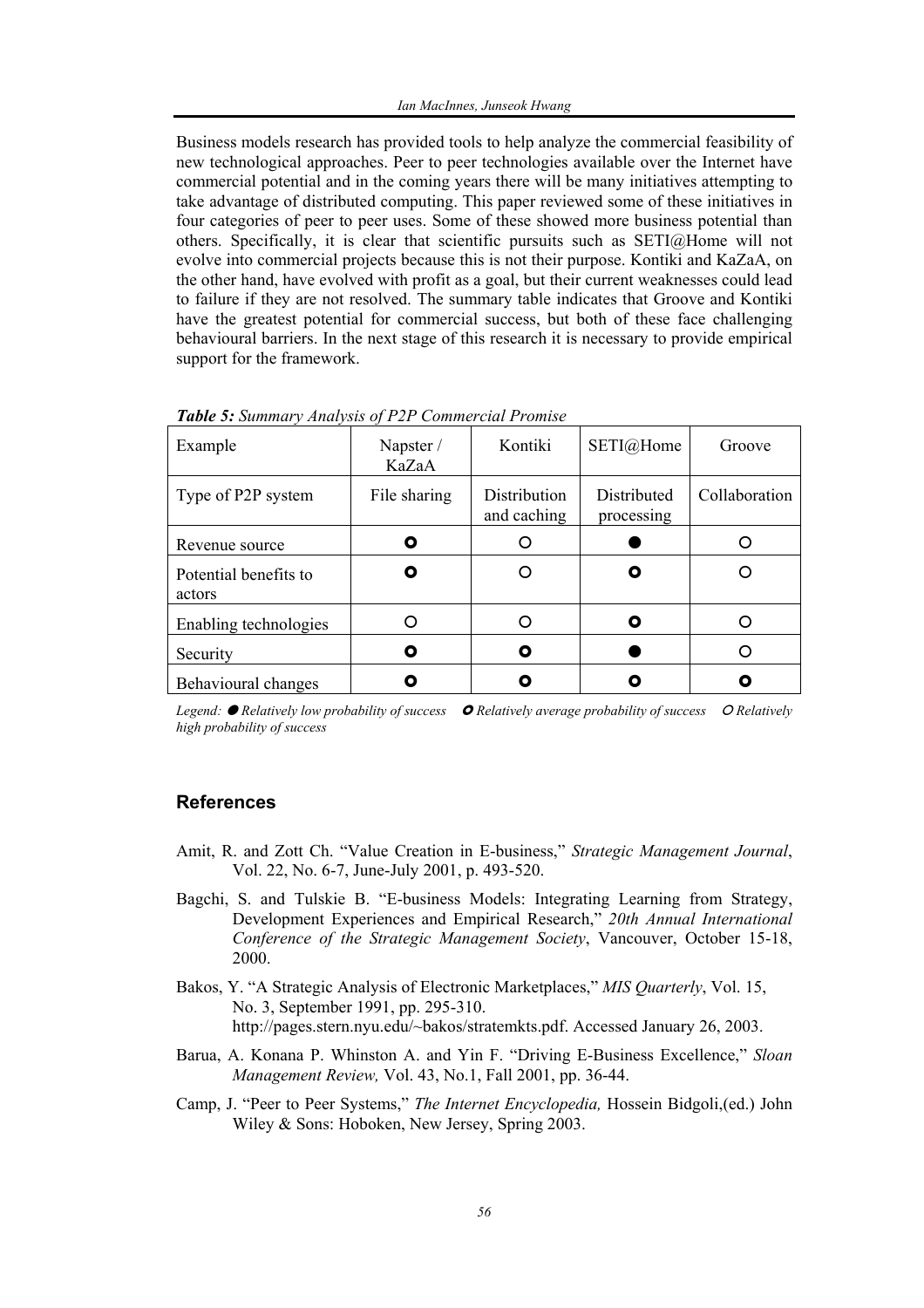Business models research has provided tools to help analyze the commercial feasibility of new technological approaches. Peer to peer technologies available over the Internet have commercial potential and in the coming years there will be many initiatives attempting to take advantage of distributed computing. This paper reviewed some of these initiatives in four categories of peer to peer uses. Some of these showed more business potential than others. Specifically, it is clear that scientific pursuits such as SETI@Home will not evolve into commercial projects because this is not their purpose. Kontiki and KaZaA, on the other hand, have evolved with profit as a goal, but their current weaknesses could lead to failure if they are not resolved. The summary table indicates that Groove and Kontiki have the greatest potential for commercial success, but both of these face challenging behavioural barriers. In the next stage of this research it is necessary to provide empirical support for the framework.

***Table 5:*** *Summary Analysis of P2P Commercial Promise*

| Example | Napster / KaZaA | Kontiki | SETI@Home | Groove |
|---|---|---|---|---|
| Type of P2P system | File sharing | Distribution and caching | Distributed processing | Collaboration |
| Revenue source | ◘ | ○ | ● | ○ |
| Potential benefits to actors | ◘ | ○ | ◘ | ○ |
| Enabling technologies | ○ | ○ | ◘ | ○ |
| Security | ◘ | ◘ | ● | ○ |
| Behavioural changes | ◘ | ◘ | ◘ | ◘ |

*Legend: ● Relatively low probability of success ◘ Relatively average probability of success ○ Relatively high probability of success*

## References

Amit, R. and Zott Ch. "Value Creation in E-business," *Strategic Management Journal*, Vol. 22, No. 6-7, June-July 2001, p. 493-520.

Bagchi, S. and Tulskie B. "E-business Models: Integrating Learning from Strategy, Development Experiences and Empirical Research," *20th Annual International Conference of the Strategic Management Society*, Vancouver, October 15-18, 2000.

Bakos, Y. "A Strategic Analysis of Electronic Marketplaces," *MIS Quarterly*, Vol. 15, No. 3, September 1991, pp. 295-310. http://pages.stern.nyu.edu/~bakos/stratemkts.pdf. Accessed January 26, 2003.

Barua, A. Konana P. Whinston A. and Yin F. "Driving E-Business Excellence," *Sloan Management Review,* Vol. 43, No.1, Fall 2001, pp. 36-44.

Camp, J. "Peer to Peer Systems," *The Internet Encyclopedia,* Hossein Bidgoli,(ed.) John Wiley & Sons: Hoboken, New Jersey, Spring 2003.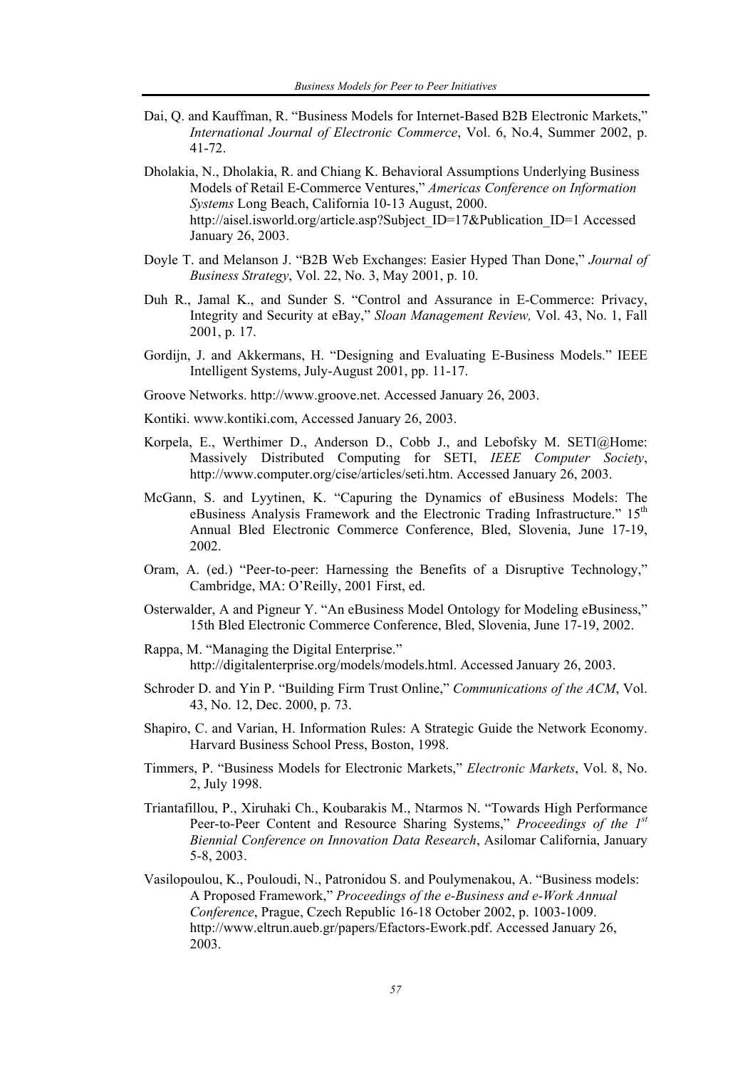Dai, Q. and Kauffman, R. "Business Models for Internet-Based B2B Electronic Markets," *International Journal of Electronic Commerce*, Vol. 6, No.4, Summer 2002, p. 41-72.

Dholakia, N., Dholakia, R. and Chiang K. Behavioral Assumptions Underlying Business Models of Retail E-Commerce Ventures," *Americas Conference on Information Systems* Long Beach, California 10-13 August, 2000. http://aisel.isworld.org/article.asp?Subject_ID=17&Publication_ID=1 Accessed January 26, 2003.

Doyle T. and Melanson J. "B2B Web Exchanges: Easier Hyped Than Done," *Journal of Business Strategy*, Vol. 22, No. 3, May 2001, p. 10.

Duh R., Jamal K., and Sunder S. "Control and Assurance in E-Commerce: Privacy, Integrity and Security at eBay," *Sloan Management Review,* Vol. 43, No. 1, Fall 2001, p. 17.

Gordijn, J. and Akkermans, H. "Designing and Evaluating E-Business Models." IEEE Intelligent Systems, July-August 2001, pp. 11-17.

Groove Networks. http://www.groove.net. Accessed January 26, 2003.

Kontiki. www.kontiki.com, Accessed January 26, 2003.

Korpela, E., Werthimer D., Anderson D., Cobb J., and Lebofsky M. SETI@Home: Massively Distributed Computing for SETI, *IEEE Computer Society*, http://www.computer.org/cise/articles/seti.htm. Accessed January 26, 2003.

McGann, S. and Lyytinen, K. "Capuring the Dynamics of eBusiness Models: The eBusiness Analysis Framework and the Electronic Trading Infrastructure." 15th Annual Bled Electronic Commerce Conference, Bled, Slovenia, June 17-19, 2002.

Oram, A. (ed.) "Peer-to-peer: Harnessing the Benefits of a Disruptive Technology," Cambridge, MA: O'Reilly, 2001 First, ed.

Osterwalder, A and Pigneur Y. "An eBusiness Model Ontology for Modeling eBusiness," 15th Bled Electronic Commerce Conference, Bled, Slovenia, June 17-19, 2002.

Rappa, M. "Managing the Digital Enterprise." http://digitalenterprise.org/models/models.html. Accessed January 26, 2003.

Schroder D. and Yin P. "Building Firm Trust Online," *Communications of the ACM*, Vol. 43, No. 12, Dec. 2000, p. 73.

Shapiro, C. and Varian, H. Information Rules: A Strategic Guide the Network Economy. Harvard Business School Press, Boston, 1998.

Timmers, P. "Business Models for Electronic Markets," *Electronic Markets*, Vol. 8, No. 2, July 1998.

Triantafillou, P., Xiruhaki Ch., Koubarakis M., Ntarmos N. "Towards High Performance Peer-to-Peer Content and Resource Sharing Systems," *Proceedings of the 1st Biennial Conference on Innovation Data Research*, Asilomar California, January 5-8, 2003.

Vasilopoulou, K., Pouloudi, N., Patronidou S. and Poulymenakou, A. "Business models: A Proposed Framework," *Proceedings of the e-Business and e-Work Annual Conference*, Prague, Czech Republic 16-18 October 2002, p. 1003-1009. http://www.eltrun.aueb.gr/papers/Efactors-Ework.pdf. Accessed January 26, 2003.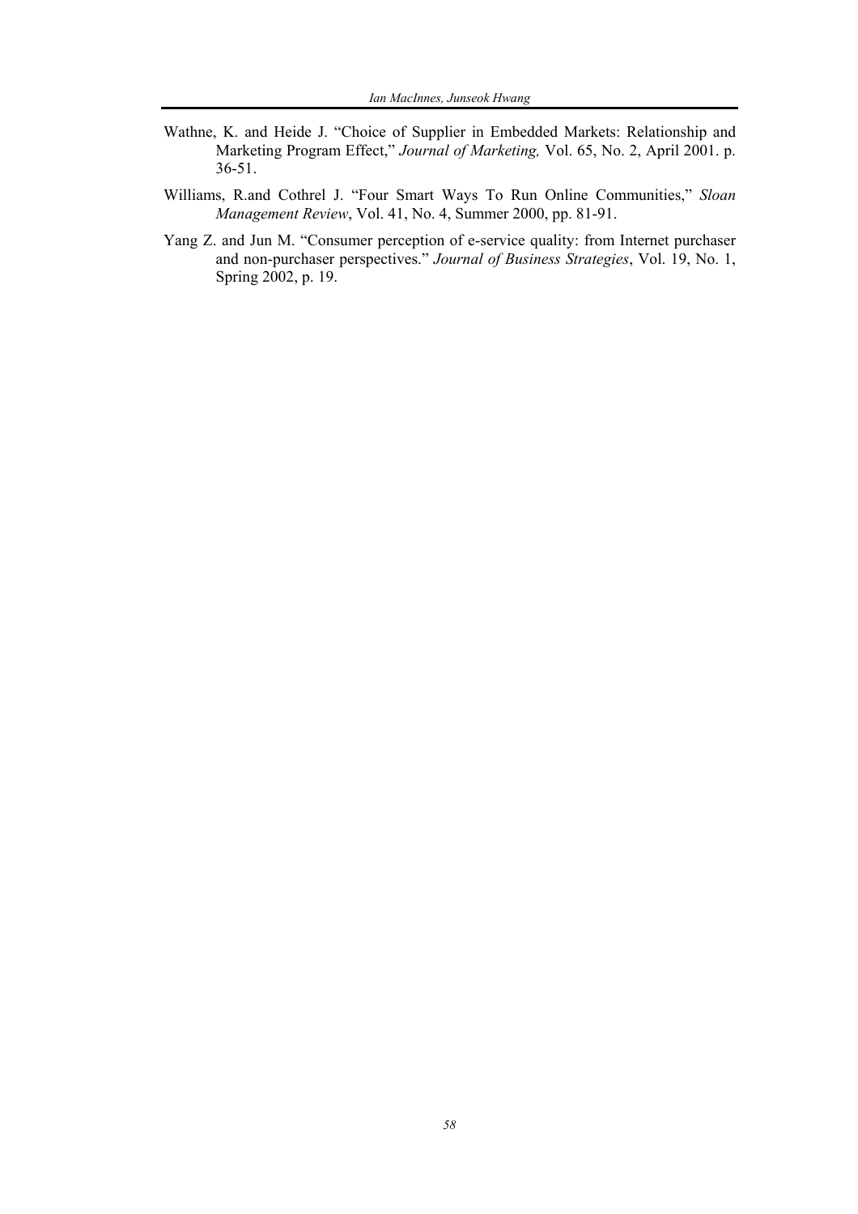Wathne, K. and Heide J. "Choice of Supplier in Embedded Markets: Relationship and Marketing Program Effect," *Journal of Marketing,* Vol. 65, No. 2, April 2001. p. 36-51.

Williams, R.and Cothrel J. "Four Smart Ways To Run Online Communities," *Sloan Management Review*, Vol. 41, No. 4, Summer 2000, pp. 81-91.

Yang Z. and Jun M. "Consumer perception of e-service quality: from Internet purchaser and non-purchaser perspectives." *Journal of Business Strategies*, Vol. 19, No. 1, Spring 2002, p. 19.